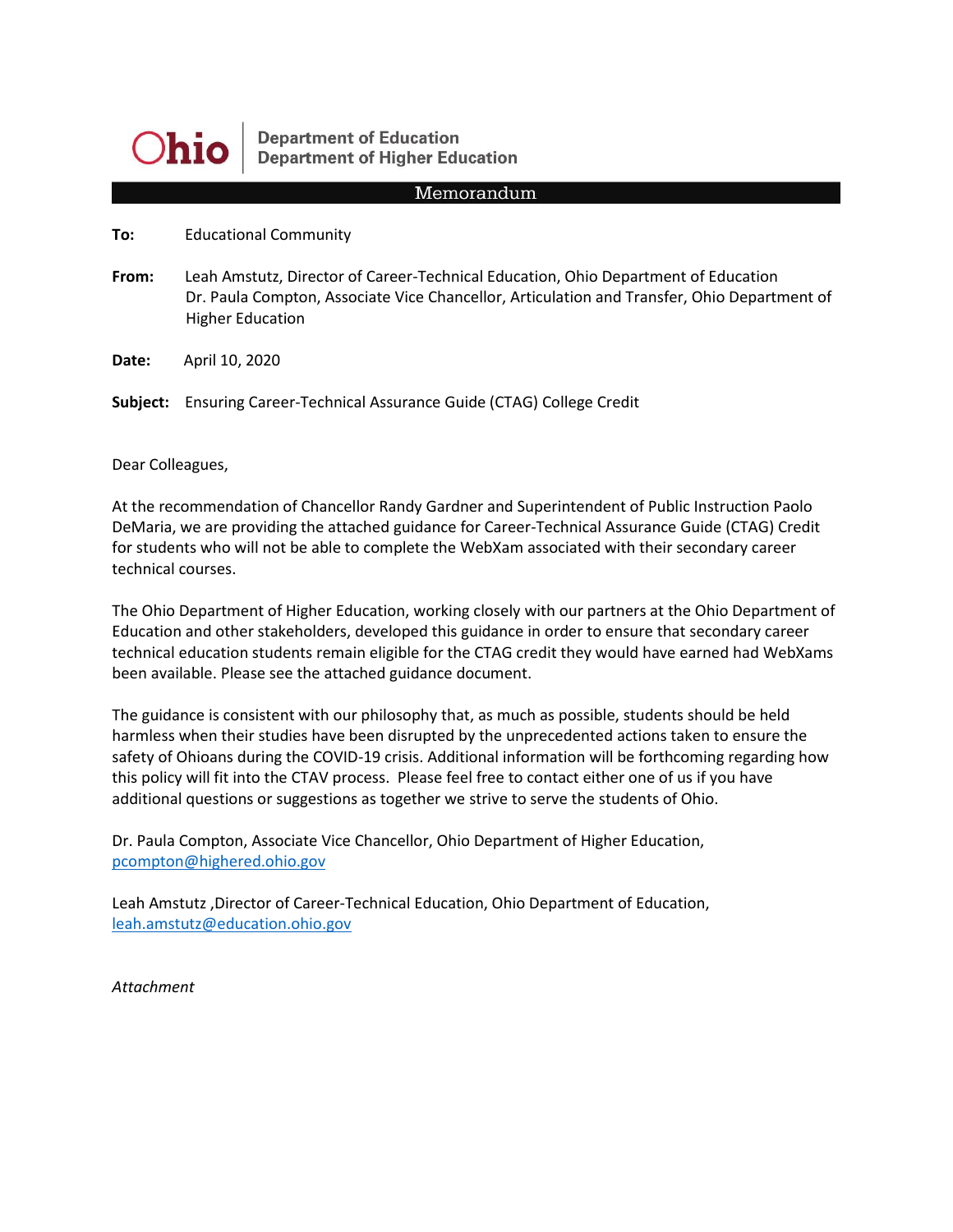**Ohio** | Department of Education
Department of Higher Education

# Memorandum

**To:** Educational Community

**From:** Leah Amstutz, Director of Career-Technical Education, Ohio Department of Education
Dr. Paula Compton, Associate Vice Chancellor, Articulation and Transfer, Ohio Department of Higher Education

**Date:** April 10, 2020

**Subject:** Ensuring Career-Technical Assurance Guide (CTAG) College Credit

Dear Colleagues,

At the recommendation of Chancellor Randy Gardner and Superintendent of Public Instruction Paolo DeMaria, we are providing the attached guidance for Career-Technical Assurance Guide (CTAG) Credit for students who will not be able to complete the WebXam associated with their secondary career technical courses.

The Ohio Department of Higher Education, working closely with our partners at the Ohio Department of Education and other stakeholders, developed this guidance in order to ensure that secondary career technical education students remain eligible for the CTAG credit they would have earned had WebXams been available. Please see the attached guidance document.

The guidance is consistent with our philosophy that, as much as possible, students should be held harmless when their studies have been disrupted by the unprecedented actions taken to ensure the safety of Ohioans during the COVID-19 crisis. Additional information will be forthcoming regarding how this policy will fit into the CTAV process. Please feel free to contact either one of us if you have additional questions or suggestions as together we strive to serve the students of Ohio.

Dr. Paula Compton, Associate Vice Chancellor, Ohio Department of Higher Education, pcompton@highered.ohio.gov

Leah Amstutz ,Director of Career-Technical Education, Ohio Department of Education, leah.amstutz@education.ohio.gov

*Attachment*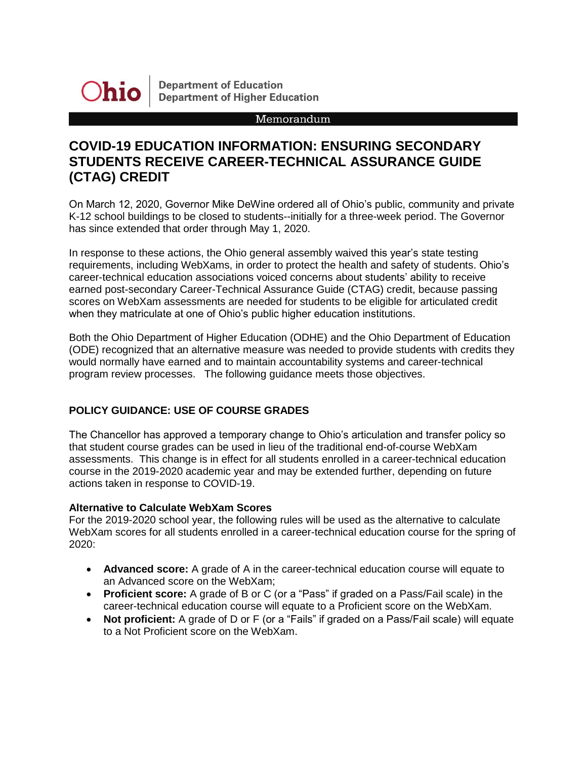Ohio | Department of Education
Department of Higher Education

Memorandum

# COVID-19 EDUCATION INFORMATION: ENSURING SECONDARY STUDENTS RECEIVE CAREER-TECHNICAL ASSURANCE GUIDE (CTAG) CREDIT

On March 12, 2020, Governor Mike DeWine ordered all of Ohio's public, community and private K-12 school buildings to be closed to students--initially for a three-week period. The Governor has since extended that order through May 1, 2020.

In response to these actions, the Ohio general assembly waived this year's state testing requirements, including WebXams, in order to protect the health and safety of students. Ohio's career-technical education associations voiced concerns about students' ability to receive earned post-secondary Career-Technical Assurance Guide (CTAG) credit, because passing scores on WebXam assessments are needed for students to be eligible for articulated credit when they matriculate at one of Ohio's public higher education institutions.

Both the Ohio Department of Higher Education (ODHE) and the Ohio Department of Education (ODE) recognized that an alternative measure was needed to provide students with credits they would normally have earned and to maintain accountability systems and career-technical program review processes. The following guidance meets those objectives.

## POLICY GUIDANCE: USE OF COURSE GRADES

The Chancellor has approved a temporary change to Ohio's articulation and transfer policy so that student course grades can be used in lieu of the traditional end-of-course WebXam assessments. This change is in effect for all students enrolled in a career-technical education course in the 2019-2020 academic year and may be extended further, depending on future actions taken in response to COVID-19.

### Alternative to Calculate WebXam Scores

For the 2019-2020 school year, the following rules will be used as the alternative to calculate WebXam scores for all students enrolled in a career-technical education course for the spring of 2020:

- **Advanced score:** A grade of A in the career-technical education course will equate to an Advanced score on the WebXam;
- **Proficient score:** A grade of B or C (or a "Pass" if graded on a Pass/Fail scale) in the career-technical education course will equate to a Proficient score on the WebXam.
- **Not proficient:** A grade of D or F (or a "Fails" if graded on a Pass/Fail scale) will equate to a Not Proficient score on the WebXam.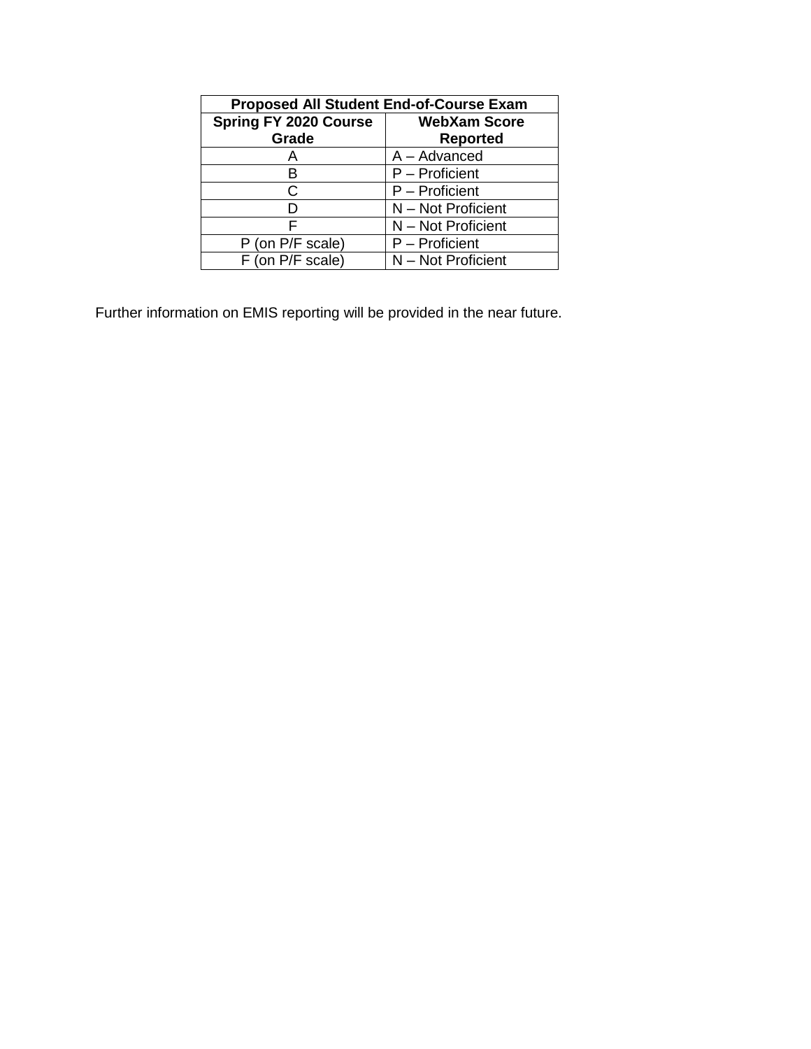| Proposed All Student End-of-Course Exam | |
|---|---|
| **Spring FY 2020 Course Grade** | **WebXam Score Reported** |
| A | A – Advanced |
| B | P – Proficient |
| C | P – Proficient |
| D | N – Not Proficient |
| F | N – Not Proficient |
| P (on P/F scale) | P – Proficient |
| F (on P/F scale) | N – Not Proficient |

Further information on EMIS reporting will be provided in the near future.